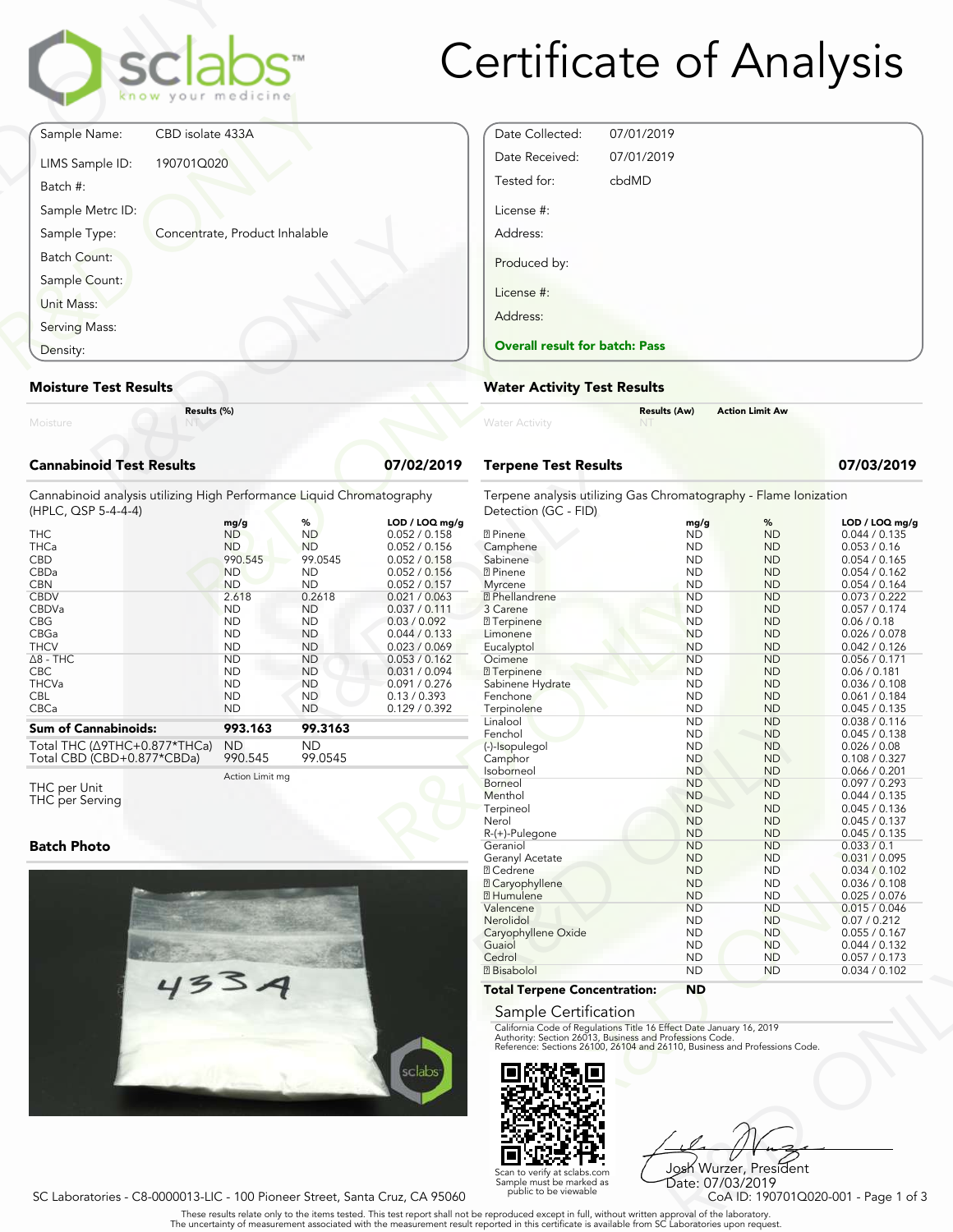# Certificate of Analysis

| | |
|---|---|
| Sample Name: | CBD isolate 433A |
| LIMS Sample ID: | 190701Q020 |
| Batch #: | |
| Sample Metrc ID: | |
| Sample Type: | Concentrate, Product Inhalable |
| Batch Count: | |
| Sample Count: | |
| Unit Mass: | |
| Serving Mass: | |
| Density: | |

| | |
|---|---|
| Date Collected: | 07/01/2019 |
| Date Received: | 07/01/2019 |
| Tested for: | cbdMD |
| License #: | |
| Address: | |
| Produced by: | |
| License #: | |
| Address: | |

**Overall result for batch: Pass**

## Moisture Test Results

| | Results (%) |
|---|---|
| Moisture | NT |

## Water Activity Test Results

| | Results (Aw) | Action Limit Aw |
|---|---|---|
| Water Activity | NT | |

## Cannabinoid Test Results — 07/02/2019

Cannabinoid analysis utilizing High Performance Liquid Chromatography (HPLC, QSP 5-4-4-4)

| | mg/g | % | LOD / LOQ mg/g |
|---|---|---|---|
| THC | ND | ND | 0.052 / 0.158 |
| THCa | ND | ND | 0.052 / 0.156 |
| CBD | 990.545 | 99.0545 | 0.052 / 0.158 |
| CBDa | ND | ND | 0.052 / 0.156 |
| CBN | ND | ND | 0.052 / 0.157 |
| CBDV | 2.618 | 0.2618 | 0.021 / 0.063 |
| CBDVa | ND | ND | 0.037 / 0.111 |
| CBG | ND | ND | 0.03 / 0.092 |
| CBGa | ND | ND | 0.044 / 0.133 |
| THCV | ND | ND | 0.023 / 0.069 |
| Δ8 - THC | ND | ND | 0.053 / 0.162 |
| CBC | ND | ND | 0.031 / 0.094 |
| THCVa | ND | ND | 0.091 / 0.276 |
| CBL | ND | ND | 0.13 / 0.393 |
| CBCa | ND | ND | 0.129 / 0.392 |
| **Sum of Cannabinoids:** | **993.163** | **99.3163** | |
| Total THC (Δ9THC+0.877*THCa) | ND | ND | |
| Total CBD (CBD+0.877*CBDa) | 990.545 | 99.0545 | |

| | Action Limit mg |
|---|---|
| THC per Unit | |
| THC per Serving | |

## Batch Photo

## Terpene Test Results — 07/03/2019

Terpene analysis utilizing Gas Chromatography - Flame Ionization Detection (GC - FID)

| | mg/g | % | LOD / LOQ mg/g |
|---|---|---|---|
| ? Pinene | ND | ND | 0.044 / 0.135 |
| Camphene | ND | ND | 0.053 / 0.16 |
| Sabinene | ND | ND | 0.054 / 0.165 |
| ? Pinene | ND | ND | 0.054 / 0.162 |
| Myrcene | ND | ND | 0.054 / 0.164 |
| ? Phellandrene | ND | ND | 0.073 / 0.222 |
| 3 Carene | ND | ND | 0.057 / 0.174 |
| ? Terpinene | ND | ND | 0.06 / 0.18 |
| Limonene | ND | ND | 0.026 / 0.078 |
| Eucalyptol | ND | ND | 0.042 / 0.126 |
| Ocimene | ND | ND | 0.056 / 0.171 |
| ? Terpinene | ND | ND | 0.06 / 0.181 |
| Sabinene Hydrate | ND | ND | 0.036 / 0.108 |
| Fenchone | ND | ND | 0.061 / 0.184 |
| Terpinolene | ND | ND | 0.045 / 0.135 |
| Linalool | ND | ND | 0.038 / 0.116 |
| Fenchol | ND | ND | 0.045 / 0.138 |
| (-)-Isopulegol | ND | ND | 0.026 / 0.08 |
| Camphor | ND | ND | 0.108 / 0.327 |
| Isoborneol | ND | ND | 0.066 / 0.201 |
| Borneol | ND | ND | 0.097 / 0.293 |
| Menthol | ND | ND | 0.044 / 0.135 |
| Terpineol | ND | ND | 0.045 / 0.136 |
| Nerol | ND | ND | 0.045 / 0.137 |
| R-(+)-Pulegone | ND | ND | 0.045 / 0.135 |
| Geraniol | ND | ND | 0.033 / 0.1 |
| Geranyl Acetate | ND | ND | 0.031 / 0.095 |
| ? Cedrene | ND | ND | 0.034 / 0.102 |
| ? Caryophyllene | ND | ND | 0.036 / 0.108 |
| ? Humulene | ND | ND | 0.025 / 0.076 |
| Valencene | ND | ND | 0.015 / 0.046 |
| Nerolidol | ND | ND | 0.07 / 0.212 |
| Caryophyllene Oxide | ND | ND | 0.055 / 0.167 |
| Guaiol | ND | ND | 0.044 / 0.132 |
| Cedrol | ND | ND | 0.057 / 0.173 |
| ? Bisabolol | ND | ND | 0.034 / 0.102 |
| **Total Terpene Concentration:** | **ND** | | |

## Sample Certification

California Code of Regulations Title 16 Effect Date January 16, 2019
Authority: Section 26013, Business and Professions Code.
Reference: Sections 26100, 26104 and 26110, Business and Professions Code.

Scan to verify at sclabs.com
Sample must be marked as public to be viewable

Josh Wurzer, President
Date: 07/03/2019

SC Laboratories - C8-0000013-LIC - 100 Pioneer Street, Santa Cruz, CA 95060

CoA ID: 190701Q020-001

These results relate only to the items tested. This test report shall not be reproduced except in full, without written approval of the laboratory.
The uncertainty of measurement associated with the measurement result reported in this certificate is available from SC Laboratories upon request.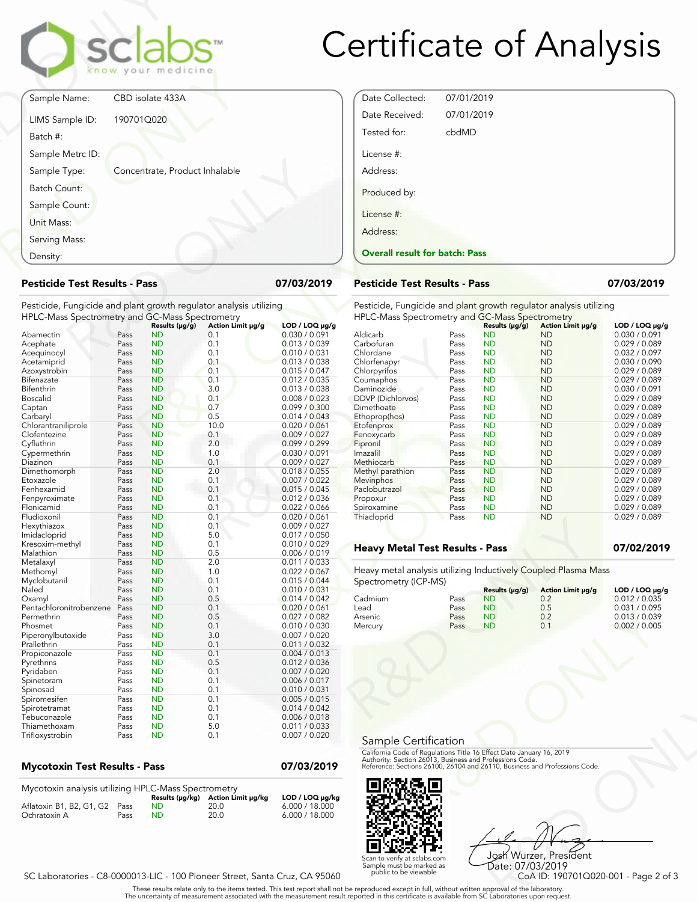# Certificate of Analysis

| | |
|---|---|
| Sample Name: | CBD isolate 433A |
| LIMS Sample ID: | 190701Q020 |
| Batch #: | |
| Sample Metrc ID: | |
| Sample Type: | Concentrate, Product Inhalable |
| Batch Count: | |
| Sample Count: | |
| Unit Mass: | |
| Serving Mass: | |
| Density: | |

| | |
|---|---|
| Date Collected: | 07/01/2019 |
| Date Received: | 07/01/2019 |
| Tested for: | cbdMD |
| License #: | |
| Address: | |
| Produced by: | |
| License #: | |
| Address: | |

**Overall result for batch: Pass**

## Pesticide Test Results - Pass — 07/03/2019

Pesticide, Fungicide and plant growth regulator analysis utilizing HPLC-Mass Spectrometry and GC-Mass Spectrometry

| | | Results (µg/g) | Action Limit µg/g | LOD / LOQ µg/g |
|---|---|---|---|---|
| Abamectin | Pass | ND | 0.1 | 0.030 / 0.091 |
| Acephate | Pass | ND | 0.1 | 0.013 / 0.039 |
| Acequinocyl | Pass | ND | 0.1 | 0.010 / 0.031 |
| Acetamiprid | Pass | ND | 0.1 | 0.013 / 0.038 |
| Azoxystrobin | Pass | ND | 0.1 | 0.015 / 0.047 |
| Bifenazate | Pass | ND | 0.1 | 0.012 / 0.035 |
| Bifenthrin | Pass | ND | 3.0 | 0.013 / 0.038 |
| Boscalid | Pass | ND | 0.1 | 0.008 / 0.023 |
| Captan | Pass | ND | 0.7 | 0.099 / 0.300 |
| Carbaryl | Pass | ND | 0.5 | 0.014 / 0.043 |
| Chlorantraniliprole | Pass | ND | 10.0 | 0.020 / 0.061 |
| Clofentezine | Pass | ND | 0.1 | 0.009 / 0.027 |
| Cyfluthrin | Pass | ND | 2.0 | 0.099 / 0.299 |
| Cypermethrin | Pass | ND | 1.0 | 0.030 / 0.091 |
| Diazinon | Pass | ND | 0.1 | 0.009 / 0.027 |
| Dimethomorph | Pass | ND | 2.0 | 0.018 / 0.055 |
| Etoxazole | Pass | ND | 0.1 | 0.007 / 0.022 |
| Fenhexamid | Pass | ND | 0.1 | 0.015 / 0.045 |
| Fenpyroximate | Pass | ND | 0.1 | 0.012 / 0.036 |
| Flonicamid | Pass | ND | 0.1 | 0.022 / 0.066 |
| Fludioxonil | Pass | ND | 0.1 | 0.020 / 0.061 |
| Hexythiazox | Pass | ND | 0.1 | 0.009 / 0.027 |
| Imidacloprid | Pass | ND | 5.0 | 0.017 / 0.050 |
| Kresoxim-methyl | Pass | ND | 0.1 | 0.010 / 0.029 |
| Malathion | Pass | ND | 0.5 | 0.006 / 0.019 |
| Metalaxyl | Pass | ND | 2.0 | 0.011 / 0.033 |
| Methomyl | Pass | ND | 1.0 | 0.022 / 0.067 |
| Myclobutanil | Pass | ND | 0.1 | 0.015 / 0.044 |
| Naled | Pass | ND | 0.1 | 0.010 / 0.031 |
| Oxamyl | Pass | ND | 0.5 | 0.014 / 0.042 |
| Pentachloronitrobenzene | Pass | ND | 0.1 | 0.020 / 0.061 |
| Permethrin | Pass | ND | 0.5 | 0.027 / 0.082 |
| Phosmet | Pass | ND | 0.1 | 0.010 / 0.030 |
| Piperonylbutoxide | Pass | ND | 3.0 | 0.007 / 0.020 |
| Prallethrin | Pass | ND | 0.1 | 0.011 / 0.032 |
| Propiconazole | Pass | ND | 0.1 | 0.004 / 0.013 |
| Pyrethrins | Pass | ND | 0.5 | 0.012 / 0.036 |
| Pyridaben | Pass | ND | 0.1 | 0.007 / 0.020 |
| Spinetoram | Pass | ND | 0.1 | 0.006 / 0.017 |
| Spinosad | Pass | ND | 0.1 | 0.010 / 0.031 |
| Spiromesifen | Pass | ND | 0.1 | 0.005 / 0.015 |
| Spirotetramat | Pass | ND | 0.1 | 0.014 / 0.042 |
| Tebuconazole | Pass | ND | 0.1 | 0.006 / 0.018 |
| Thiamethoxam | Pass | ND | 5.0 | 0.011 / 0.033 |
| Trifloxystrobin | Pass | ND | 0.1 | 0.007 / 0.020 |

## Pesticide Test Results - Pass — 07/03/2019

Pesticide, Fungicide and plant growth regulator analysis utilizing HPLC-Mass Spectrometry and GC-Mass Spectrometry

| | | Results (µg/g) | Action Limit µg/g | LOD / LOQ µg/g |
|---|---|---|---|---|
| Aldicarb | Pass | ND | ND | 0.030 / 0.091 |
| Carbofuran | Pass | ND | ND | 0.029 / 0.089 |
| Chlordane | Pass | ND | ND | 0.032 / 0.097 |
| Chlorfenapyr | Pass | ND | ND | 0.030 / 0.090 |
| Chlorpyrifos | Pass | ND | ND | 0.029 / 0.089 |
| Coumaphos | Pass | ND | ND | 0.029 / 0.089 |
| Daminozide | Pass | ND | ND | 0.030 / 0.091 |
| DDVP (Dichlorvos) | Pass | ND | ND | 0.029 / 0.089 |
| Dimethoate | Pass | ND | ND | 0.029 / 0.089 |
| Ethoprop(hos) | Pass | ND | ND | 0.029 / 0.089 |
| Etofenprox | Pass | ND | ND | 0.029 / 0.089 |
| Fenoxycarb | Pass | ND | ND | 0.029 / 0.089 |
| Fipronil | Pass | ND | ND | 0.029 / 0.089 |
| Imazalil | Pass | ND | ND | 0.029 / 0.089 |
| Methiocarb | Pass | ND | ND | 0.029 / 0.089 |
| Methyl parathion | Pass | ND | ND | 0.029 / 0.089 |
| Mevinphos | Pass | ND | ND | 0.029 / 0.089 |
| Paclobutrazol | Pass | ND | ND | 0.029 / 0.089 |
| Propoxur | Pass | ND | ND | 0.029 / 0.089 |
| Spiroxamine | Pass | ND | ND | 0.029 / 0.089 |
| Thiacloprid | Pass | ND | ND | 0.029 / 0.089 |

## Heavy Metal Test Results - Pass — 07/02/2019

Heavy metal analysis utilizing Inductively Coupled Plasma Mass Spectrometry (ICP-MS)

| | | Results (µg/g) | Action Limit µg/g | LOD / LOQ µg/g |
|---|---|---|---|---|
| Cadmium | Pass | ND | 0.2 | 0.012 / 0.035 |
| Lead | Pass | ND | 0.5 | 0.031 / 0.095 |
| Arsenic | Pass | ND | 0.2 | 0.013 / 0.039 |
| Mercury | Pass | ND | 0.1 | 0.002 / 0.005 |

## Mycotoxin Test Results - Pass — 07/03/2019

Mycotoxin analysis utilizing HPLC-Mass Spectrometry

| | | Results (µg/kg) | Action Limit µg/kg | LOD / LOQ µg/kg |
|---|---|---|---|---|
| Aflatoxin B1, B2, G1, G2 | Pass | ND | 20.0 | 6.000 / 18.000 |
| Ochratoxin A | Pass | ND | 20.0 | 6.000 / 18.000 |

## Sample Certification

California Code of Regulations Title 16 Effect Date January 16, 2019
Authority: Section 26013, Business and Professions Code.
Reference: Sections 26100, 26104 and 26110, Business and Professions Code.

Scan to verify at sclabs.com
Sample must be marked as public to be viewable

Josh Wurzer, President
Date: 07/03/2019

SC Laboratories - C8-0000013-LIC - 100 Pioneer Street, Santa Cruz, CA 95060

CoA ID: 190701Q020-001

These results relate only to the items tested. This test report shall not be reproduced except in full, without written approval of the laboratory.
The uncertainty of measurement associated with the measurement result reported in this certificate is available from SC Laboratories upon request.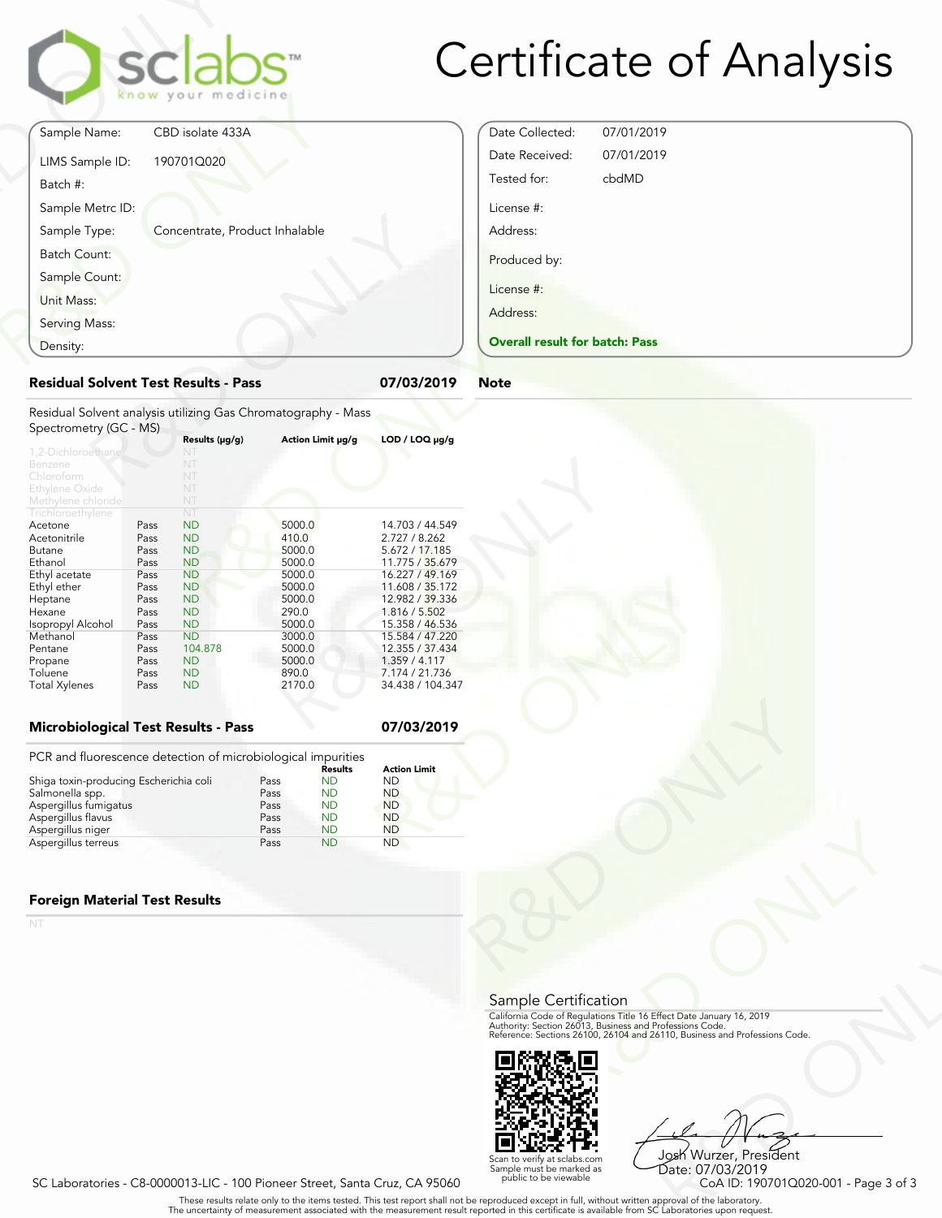sclabs™ know your medicine

# Certificate of Analysis

| | |
|---|---|
| Sample Name: | CBD isolate 433A |
| LIMS Sample ID: | 190701Q020 |
| Batch #: | |
| Sample Metrc ID: | |
| Sample Type: | Concentrate, Product Inhalable |
| Batch Count: | |
| Sample Count: | |
| Unit Mass: | |
| Serving Mass: | |
| Density: | |

| | |
|---|---|
| Date Collected: | 07/01/2019 |
| Date Received: | 07/01/2019 |
| Tested for: | cbdMD |
| License #: | |
| Address: | |
| Produced by: | |
| License #: | |
| Address: | |

**Overall result for batch: Pass**

## Residual Solvent Test Results - Pass

07/03/2019

Residual Solvent analysis utilizing Gas Chromatography - Mass Spectrometry (GC - MS)

| | | Results (μg/g) | Action Limit μg/g | LOD / LOQ μg/g |
|---|---|---|---|---|
| 1,2-Dichloroethane | | NT | | |
| Benzene | | NT | | |
| Chloroform | | NT | | |
| Ethylene Oxide | | NT | | |
| Methylene chloride | | NT | | |
| Trichloroethylene | | NT | | |
| Acetone | Pass | ND | 5000.0 | 14.703 / 44.549 |
| Acetonitrile | Pass | ND | 410.0 | 2.727 / 8.262 |
| Butane | Pass | ND | 5000.0 | 5.672 / 17.185 |
| Ethanol | Pass | ND | 5000.0 | 11.775 / 35.679 |
| Ethyl acetate | Pass | ND | 5000.0 | 16.227 / 49.169 |
| Ethyl ether | Pass | ND | 5000.0 | 11.608 / 35.172 |
| Heptane | Pass | ND | 5000.0 | 12.982 / 39.336 |
| Hexane | Pass | ND | 290.0 | 1.816 / 5.502 |
| Isopropyl Alcohol | Pass | ND | 5000.0 | 15.358 / 46.536 |
| Methanol | Pass | ND | 3000.0 | 15.584 / 47.220 |
| Pentane | Pass | 104.878 | 5000.0 | 12.355 / 37.434 |
| Propane | Pass | ND | 5000.0 | 1.359 / 4.117 |
| Toluene | Pass | ND | 890.0 | 7.174 / 21.736 |
| Total Xylenes | Pass | ND | 2170.0 | 34.438 / 104.347 |

## Note

## Microbiological Test Results - Pass

07/03/2019

PCR and fluorescence detection of microbiological impurities

| | | Results | Action Limit |
|---|---|---|---|
| Shiga toxin-producing Escherichia coli | Pass | ND | ND |
| Salmonella spp. | Pass | ND | ND |
| Aspergillus fumigatus | Pass | ND | ND |
| Aspergillus flavus | Pass | ND | ND |
| Aspergillus niger | Pass | ND | ND |
| Aspergillus terreus | Pass | ND | ND |

## Foreign Material Test Results

NT

## Sample Certification

California Code of Regulations Title 16 Effect Date January 16, 2019
Authority: Section 26013, Business and Professions Code.
Reference: Sections 26100, 26104 and 26110, Business and Professions Code.

Scan to verify at sclabs.com
Sample must be marked as public to be viewable

Josh Wurzer, President
Date: 07/03/2019

SC Laboratories - C8-0000013-LIC - 100 Pioneer Street, Santa Cruz, CA 95060

CoA ID: 190701Q020-001

These results relate only to the items tested. This test report shall not be reproduced except in full, without written approval of the laboratory.
The uncertainty of measurement associated with the measurement result reported in this certificate is available from SC Laboratories upon request.